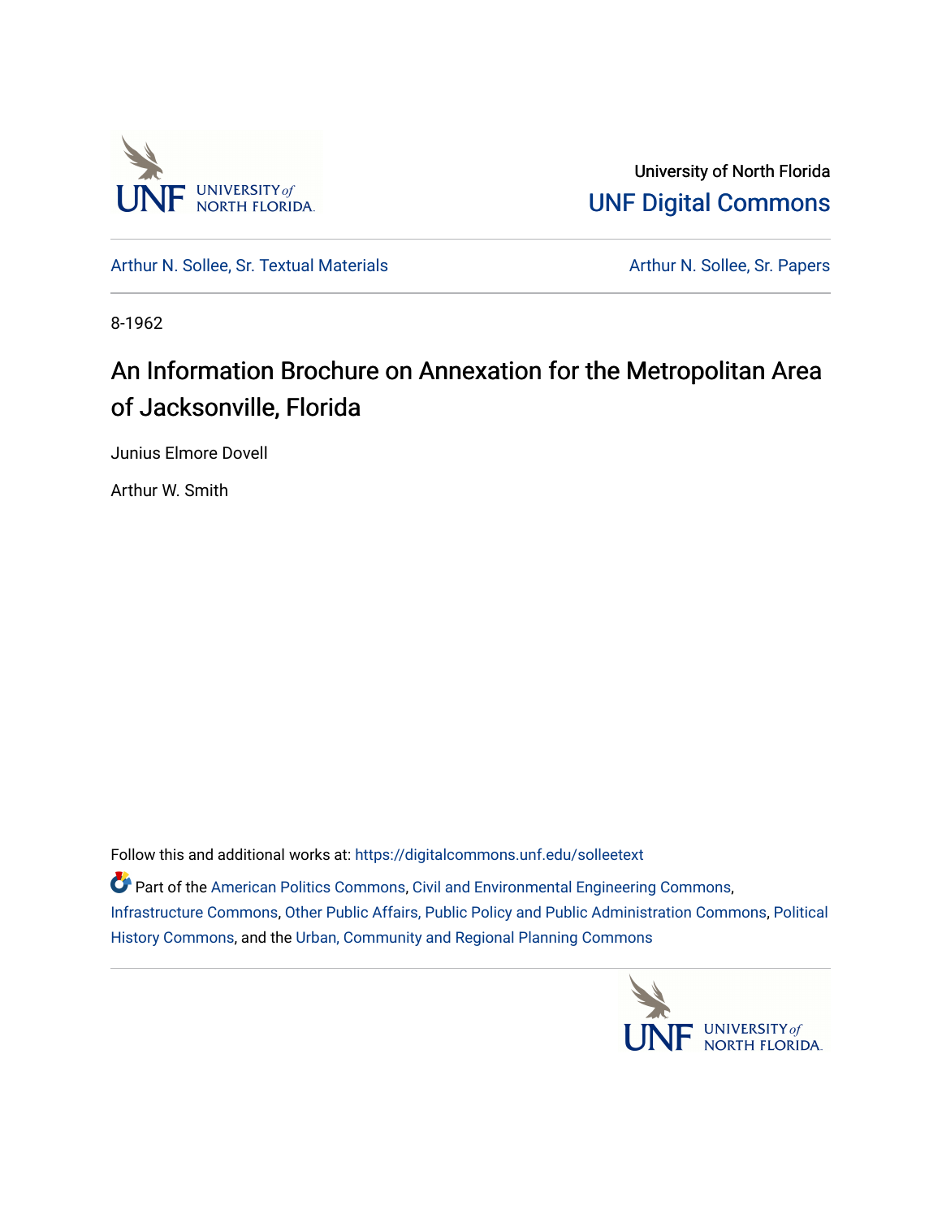University of North Florida

UNF Digital Commons

Arthur N. Sollee, Sr. Textual Materials

Arthur N. Sollee, Sr. Papers

8-1962

# An Information Brochure on Annexation for the Metropolitan Area of Jacksonville, Florida

Junius Elmore Dovell

Arthur W. Smith

Follow this and additional works at: https://digitalcommons.unf.edu/solleetext

Part of the American Politics Commons, Civil and Environmental Engineering Commons, Infrastructure Commons, Other Public Affairs, Public Policy and Public Administration Commons, Political History Commons, and the Urban, Community and Regional Planning Commons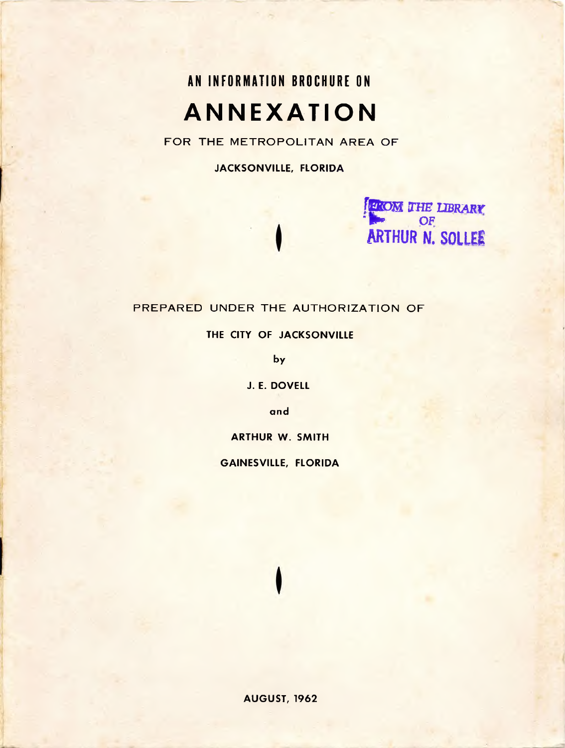# AN INFORMATION BROCHURE ON

# ANNEXATION

FOR THE METROPOLITAN AREA OF

**JACKSONVILLE, FLORIDA**

FROM THE LIBRARY OF ARTHUR N. SOLLEE

PREPARED UNDER THE AUTHORIZATION OF

**THE CITY OF JACKSONVILLE**

**by**

**J. E. DOVELL**

**and**

**ARTHUR W. SMITH**

**GAINESVILLE, FLORIDA**

**AUGUST, 1962**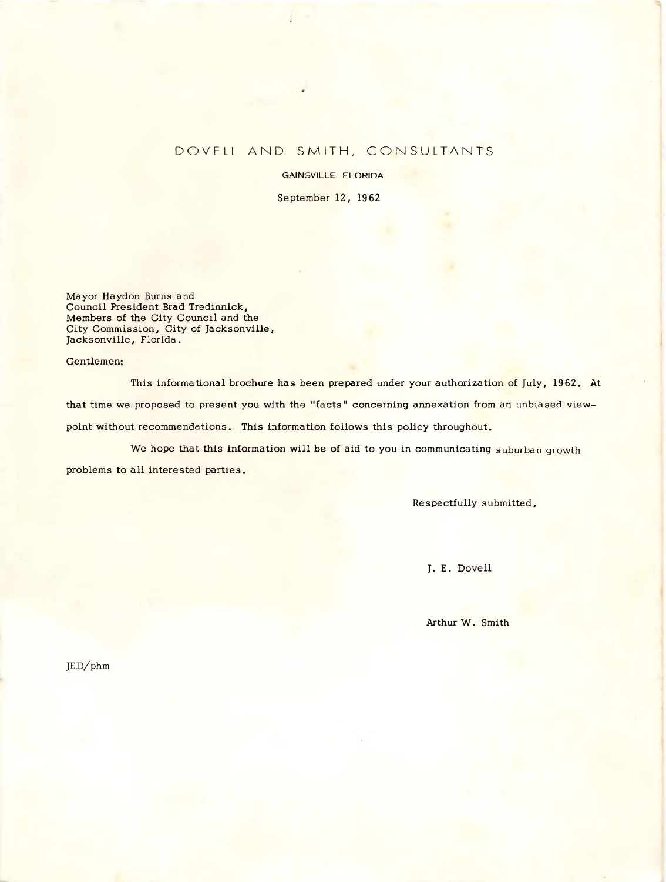# DOVELL AND SMITH, CONSULTANTS

GAINSVILLE, FLORIDA

September 12, 1962

Mayor Haydon Burns and
Council President Brad Tredinnick,
Members of the City Council and the
City Commission, City of Jacksonville,
Jacksonville, Florida.

Gentlemen:

This informational brochure has been prepared under your authorization of July, 1962. At that time we proposed to present you with the "facts" concerning annexation from an unbiased viewpoint without recommendations. This information follows this policy throughout.

We hope that this information will be of aid to you in communicating suburban growth problems to all interested parties.

Respectfully submitted,

J. E. Dovell

Arthur W. Smith

JED/phm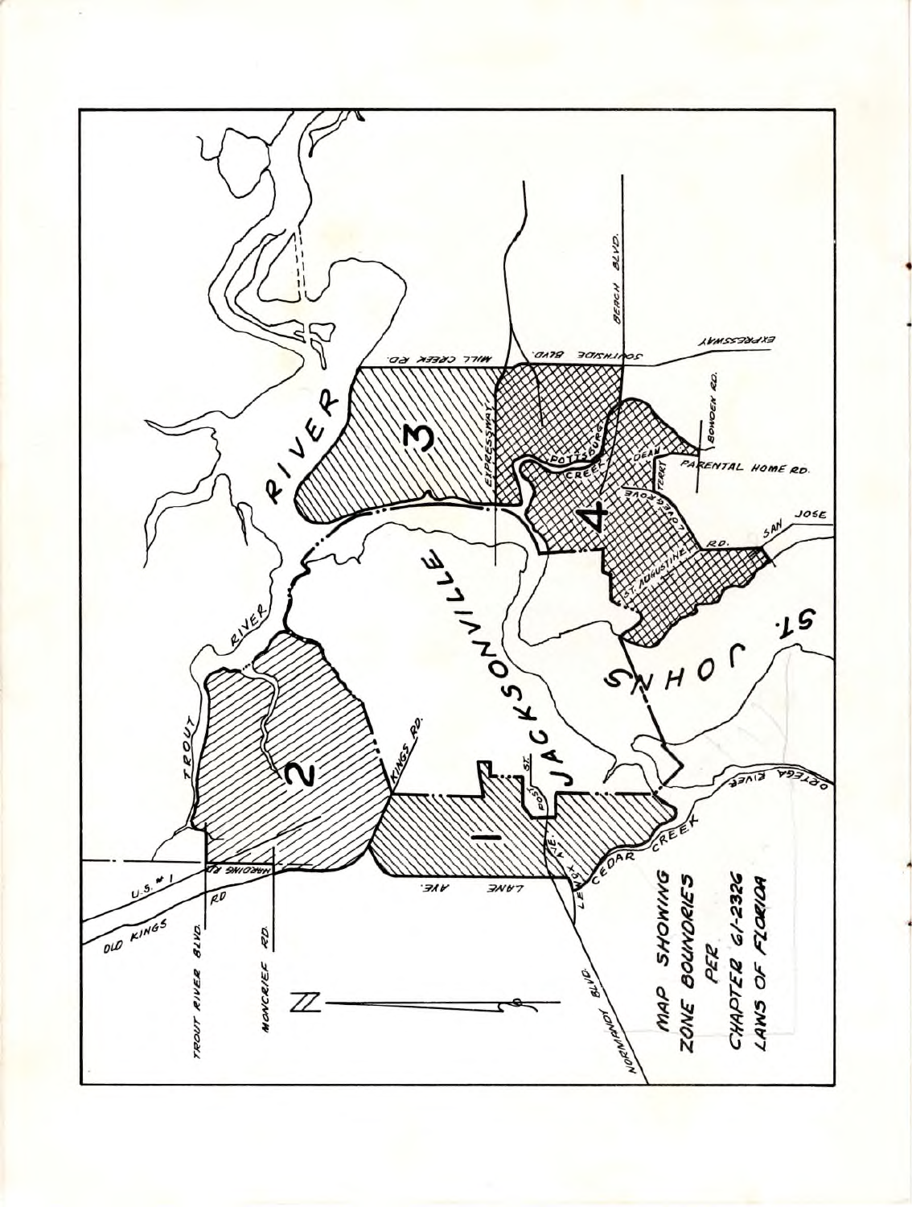MAP SHOWING
ZONE BOUNDRIES
PER
CHAPTER 61-2326
LAWS OF FLORIDA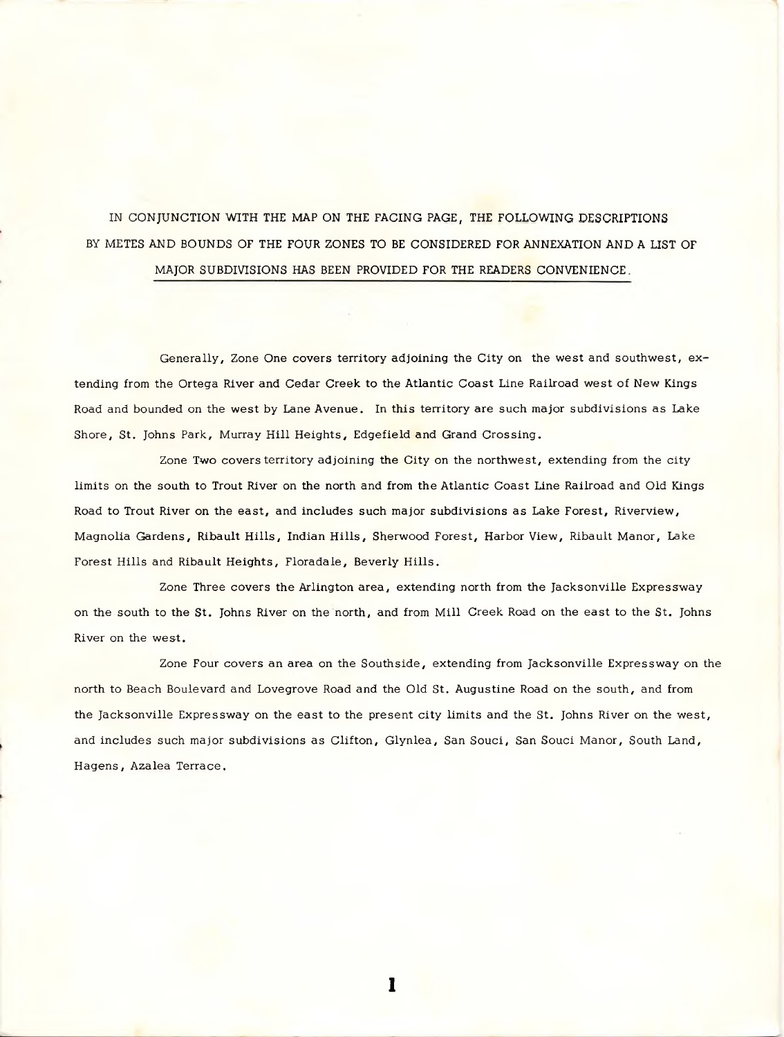IN CONJUNCTION WITH THE MAP ON THE FACING PAGE, THE FOLLOWING DESCRIPTIONS BY METES AND BOUNDS OF THE FOUR ZONES TO BE CONSIDERED FOR ANNEXATION AND A LIST OF MAJOR SUBDIVISIONS HAS BEEN PROVIDED FOR THE READERS CONVENIENCE.

Generally, Zone One covers territory adjoining the City on the west and southwest, extending from the Ortega River and Cedar Creek to the Atlantic Coast Line Railroad west of New Kings Road and bounded on the west by Lane Avenue. In this territory are such major subdivisions as Lake Shore, St. Johns Park, Murray Hill Heights, Edgefield and Grand Crossing.

Zone Two covers territory adjoining the City on the northwest, extending from the city limits on the south to Trout River on the north and from the Atlantic Coast Line Railroad and Old Kings Road to Trout River on the east, and includes such major subdivisions as Lake Forest, Riverview, Magnolia Gardens, Ribault Hills, Indian Hills, Sherwood Forest, Harbor View, Ribault Manor, Lake Forest Hills and Ribault Heights, Floradale, Beverly Hills.

Zone Three covers the Arlington area, extending north from the Jacksonville Expressway on the south to the St. Johns River on the north, and from Mill Creek Road on the east to the St. Johns River on the west.

Zone Four covers an area on the Southside, extending from Jacksonville Expressway on the north to Beach Boulevard and Lovegrove Road and the Old St. Augustine Road on the south, and from the Jacksonville Expressway on the east to the present city limits and the St. Johns River on the west, and includes such major subdivisions as Clifton, Glynlea, San Souci, San Souci Manor, South Land, Hagens, Azalea Terrace.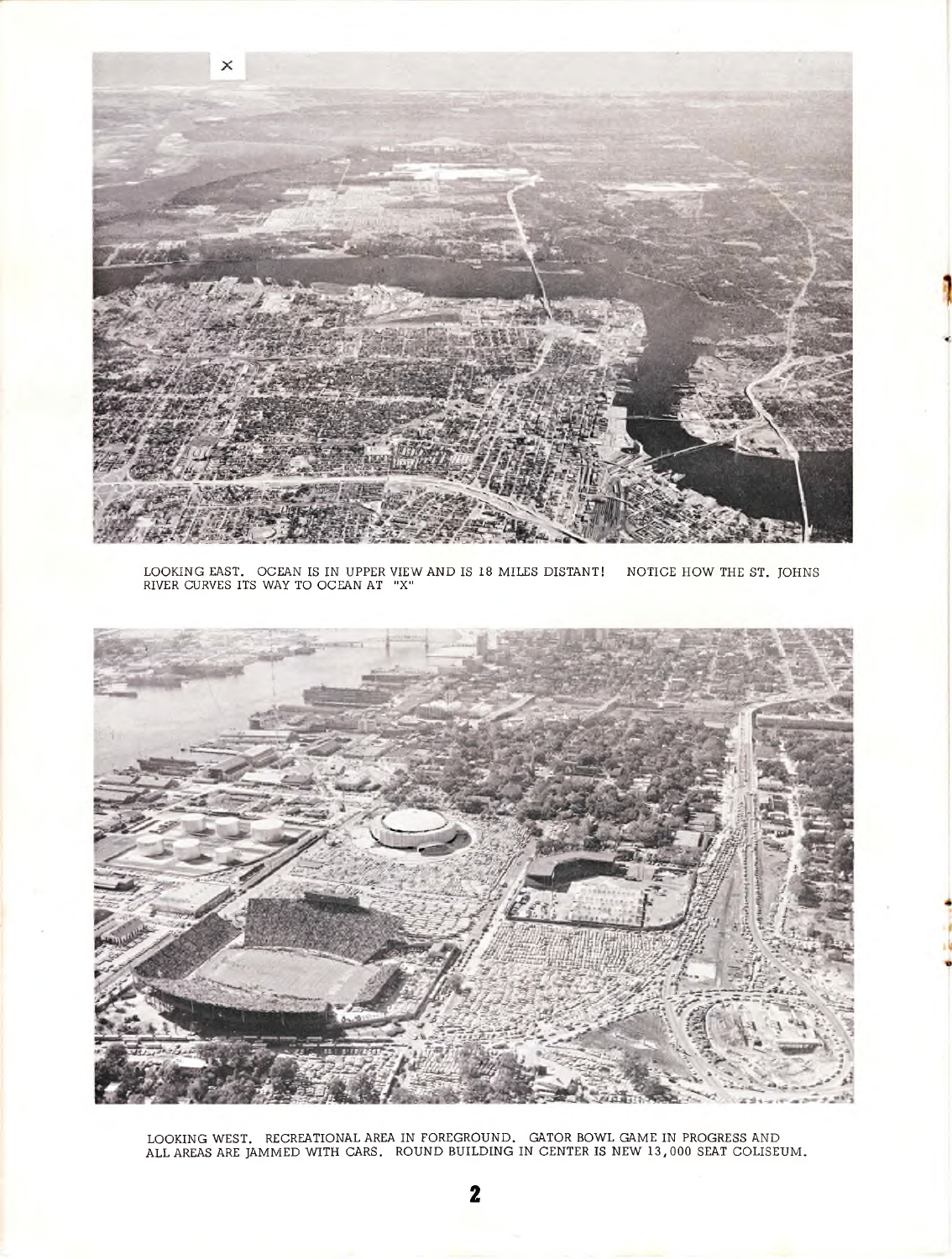LOOKING EAST. OCEAN IS IN UPPER VIEW AND IS 18 MILES DISTANT! NOTICE HOW THE ST. JOHNS RIVER CURVES ITS WAY TO OCEAN AT "X"

LOOKING WEST. RECREATIONAL AREA IN FOREGROUND. GATOR BOWL GAME IN PROGRESS AND ALL AREAS ARE JAMMED WITH CARS. ROUND BUILDING IN CENTER IS NEW 13,000 SEAT COLISEUM.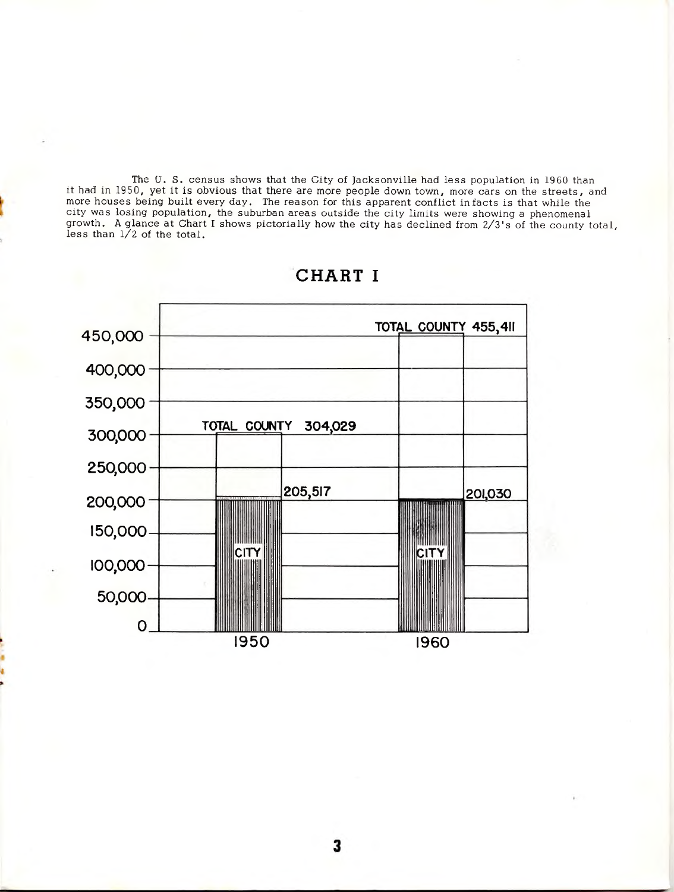The U. S. census shows that the City of Jacksonville had less population in 1960 than it had in 1950, yet it is obvious that there are more people down town, more cars on the streets, and more houses being built every day. The reason for this apparent conflict in facts is that while the city was losing population, the suburban areas outside the city limits were showing a phenomenal growth. A glance at Chart I shows pictorially how the city has declined from 2/3's of the county total, less than 1/2 of the total.

## CHART I

| | 1950 | 1960 |
|---|---|---|
| TOTAL COUNTY | 304,029 | 455,411 |
| CITY | 205,517 | 201,030 |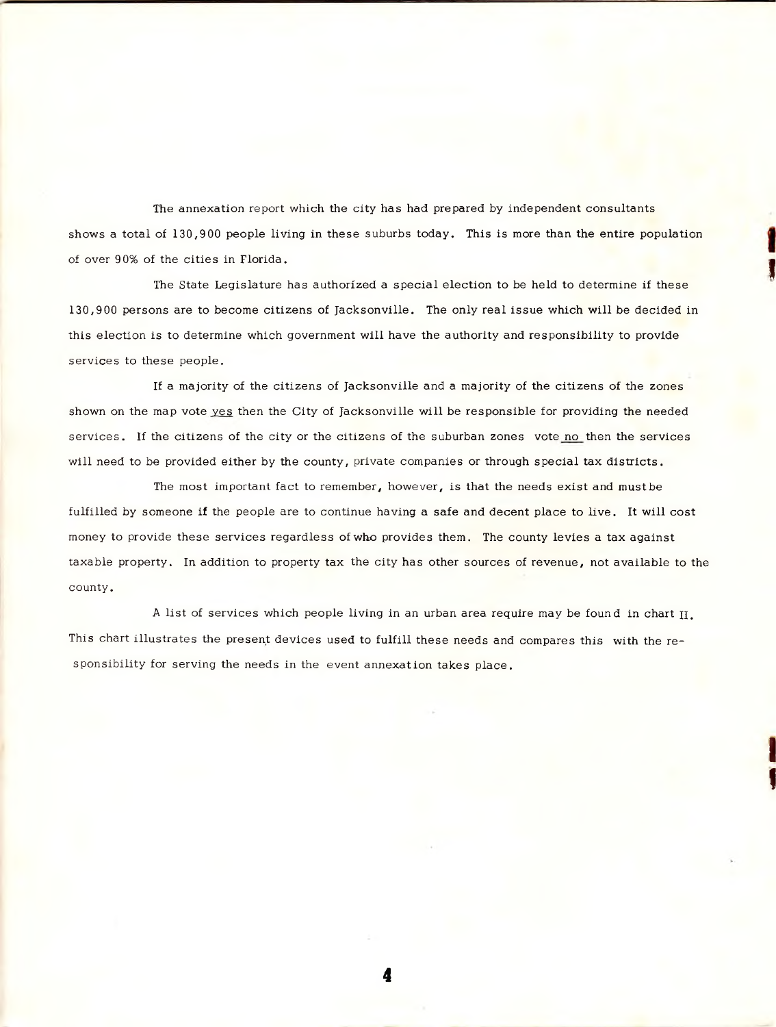The annexation report which the city has had prepared by independent consultants shows a total of 130,900 people living in these suburbs today. This is more than the entire population of over 90% of the cities in Florida.

The State Legislature has authorized a special election to be held to determine if these 130,900 persons are to become citizens of Jacksonville. The only real issue which will be decided in this election is to determine which government will have the authority and responsibility to provide services to these people.

If a majority of the citizens of Jacksonville and a majority of the citizens of the zones shown on the map vote <u>yes</u> then the City of Jacksonville will be responsible for providing the needed services. If the citizens of the city or the citizens of the suburban zones vote <u>no</u> then the services will need to be provided either by the county, private companies or through special tax districts.

The most important fact to remember, however, is that the needs exist and must be fulfilled by someone if the people are to continue having a safe and decent place to live. It will cost money to provide these services regardless of who provides them. The county levies a tax against taxable property. In addition to property tax the city has other sources of revenue, not available to the county.

A list of services which people living in an urban area require may be found in chart II. This chart illustrates the present devices used to fulfill these needs and compares this with the responsibility for serving the needs in the event annexation takes place.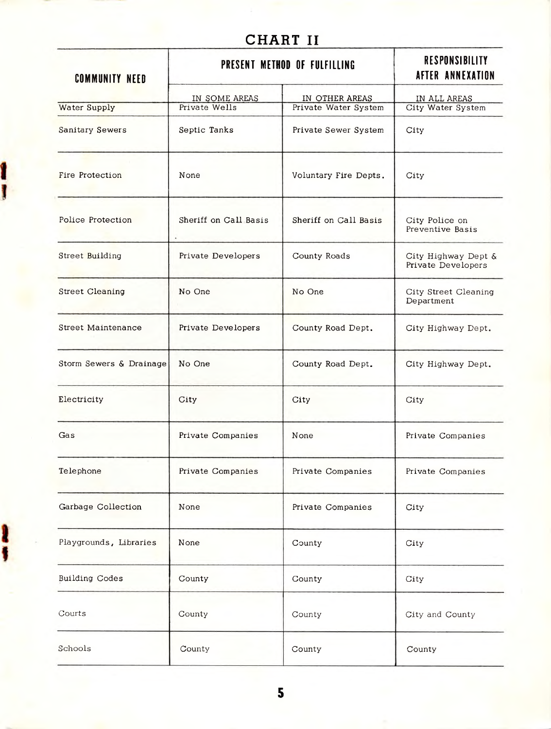# CHART II

| COMMUNITY NEED | PRESENT METHOD OF FULFILLING | | RESPONSIBILITY AFTER ANNEXATION |
|---|---|---|---|
| | IN SOME AREAS | IN OTHER AREAS | IN ALL AREAS |
| Water Supply | Private Wells | Private Water System | City Water System |
| Sanitary Sewers | Septic Tanks | Private Sewer System | City |
| Fire Protection | None | Voluntary Fire Depts. | City |
| Police Protection | Sheriff on Call Basis | Sheriff on Call Basis | City Police on Preventive Basis |
| Street Building | Private Developers | County Roads | City Highway Dept & Private Developers |
| Street Cleaning | No One | No One | City Street Cleaning Department |
| Street Maintenance | Private Developers | County Road Dept. | City Highway Dept. |
| Storm Sewers & Drainage | No One | County Road Dept. | City Highway Dept. |
| Electricity | City | City | City |
| Gas | Private Companies | None | Private Companies |
| Telephone | Private Companies | Private Companies | Private Companies |
| Garbage Collection | None | Private Companies | City |
| Playgrounds, Libraries | None | County | City |
| Building Codes | County | County | City |
| Courts | County | County | City and County |
| Schools | County | County | County |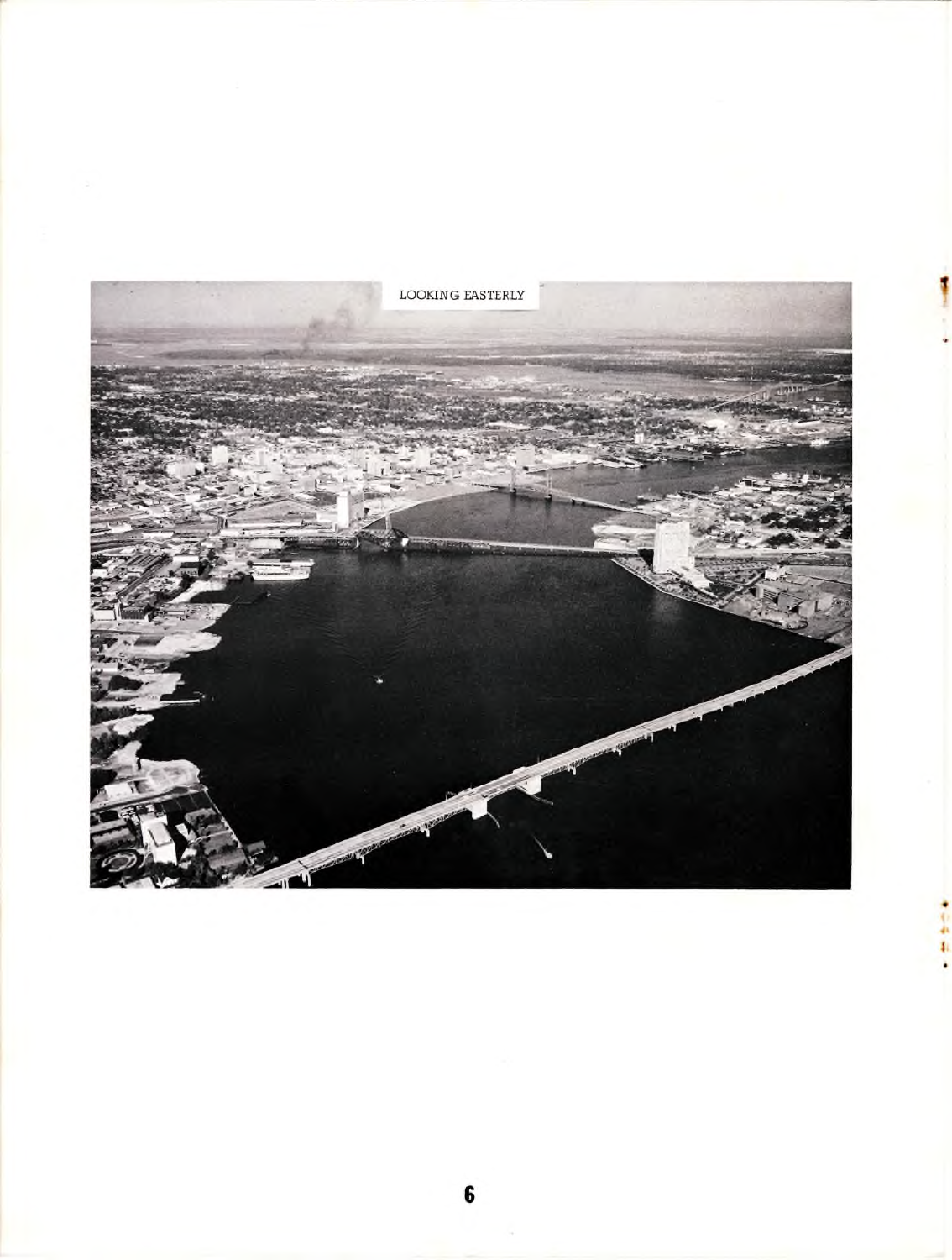LOOKING EASTERLY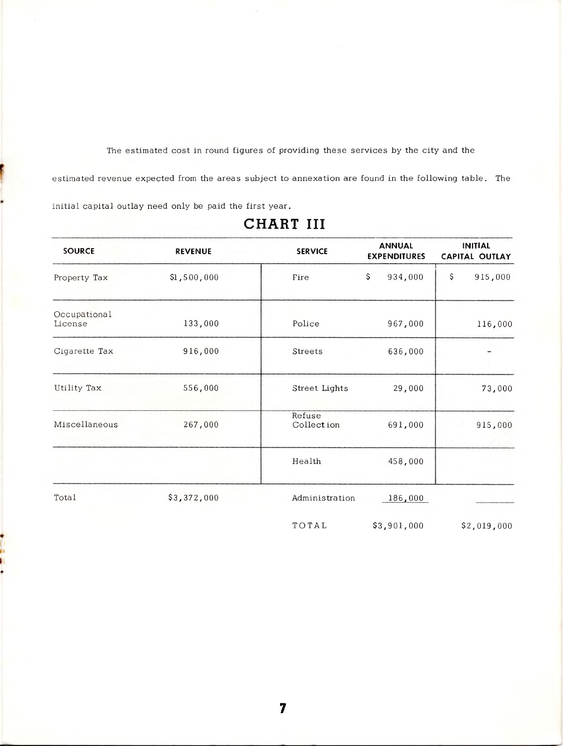The estimated cost in round figures of providing these services by the city and the estimated revenue expected from the areas subject to annexation are found in the following table. The initial capital outlay need only be paid the first year.

## CHART III

| SOURCE | REVENUE | SERVICE | ANNUAL EXPENDITURES | INITIAL CAPITAL OUTLAY |
|---|---|---|---|---|
| Property Tax | $1,500,000 | Fire | $ 934,000 | $ 915,000 |
| Occupational License | 133,000 | Police | 967,000 | 116,000 |
| Cigarette Tax | 916,000 | Streets | 636,000 | - |
| Utility Tax | 556,000 | Street Lights | 29,000 | 73,000 |
| Miscellaneous | 267,000 | Refuse Collection | 691,000 | 915,000 |
| | | Health | 458,000 | |
| Total | $3,372,000 | Administration | 186,000 | |
| | | TOTAL | $3,901,000 | $2,019,000 |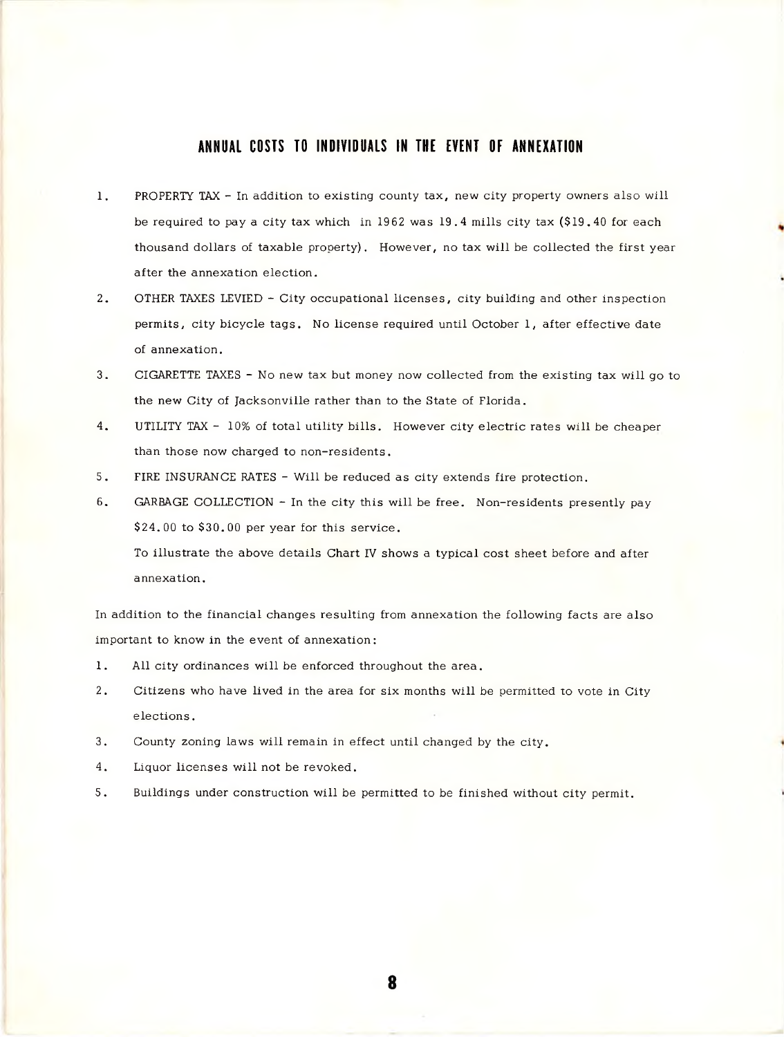## ANNUAL COSTS TO INDIVIDUALS IN THE EVENT OF ANNEXATION

1. PROPERTY TAX - In addition to existing county tax, new city property owners also will be required to pay a city tax which in 1962 was 19.4 mills city tax ($19.40 for each thousand dollars of taxable property). However, no tax will be collected the first year after the annexation election.
2. OTHER TAXES LEVIED - City occupational licenses, city building and other inspection permits, city bicycle tags. No license required until October 1, after effective date of annexation.
3. CIGARETTE TAXES - No new tax but money now collected from the existing tax will go to the new City of Jacksonville rather than to the State of Florida.
4. UTILITY TAX - 10% of total utility bills. However city electric rates will be cheaper than those now charged to non-residents.
5. FIRE INSURANCE RATES - Will be reduced as city extends fire protection.
6. GARBAGE COLLECTION - In the city this will be free. Non-residents presently pay $24.00 to $30.00 per year for this service.

   To illustrate the above details Chart IV shows a typical cost sheet before and after annexation.

In addition to the financial changes resulting from annexation the following facts are also important to know in the event of annexation:

1. All city ordinances will be enforced throughout the area.
2. Citizens who have lived in the area for six months will be permitted to vote in City elections.
3. County zoning laws will remain in effect until changed by the city.
4. Liquor licenses will not be revoked.
5. Buildings under construction will be permitted to be finished without city permit.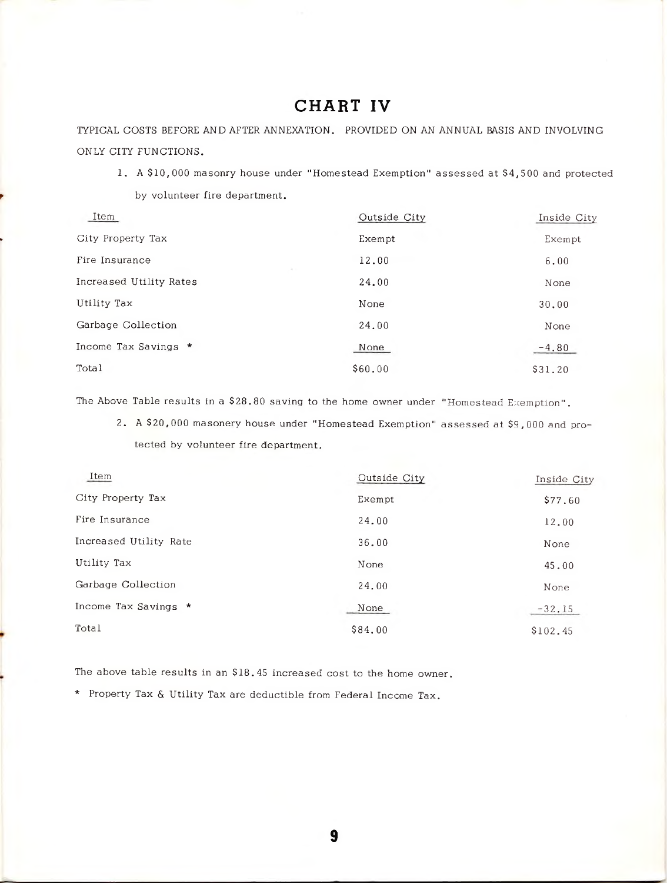# CHART IV

TYPICAL COSTS BEFORE AND AFTER ANNEXATION. PROVIDED ON AN ANNUAL BASIS AND INVOLVING ONLY CITY FUNCTIONS.

1. A $10,000 masonry house under "Homestead Exemption" assessed at $4,500 and protected by volunteer fire department.

| Item | Outside City | Inside City |
|---|---|---|
| City Property Tax | Exempt | Exempt |
| Fire Insurance | 12.00 | 6.00 |
| Increased Utility Rates | 24.00 | None |
| Utility Tax | None | 30.00 |
| Garbage Collection | 24.00 | None |
| Income Tax Savings * | None | -4.80 |
| Total | $60.00 | $31.20 |

The Above Table results in a $28.80 saving to the home owner under "Homestead Exemption".

2. A $20,000 masonery house under "Homestead Exemption" assessed at $9,000 and protected by volunteer fire department.

| Item | Outside City | Inside City |
|---|---|---|
| City Property Tax | Exempt | $77.60 |
| Fire Insurance | 24.00 | 12.00 |
| Increased Utility Rate | 36.00 | None |
| Utility Tax | None | 45.00 |
| Garbage Collection | 24.00 | None |
| Income Tax Savings * | None | -32.15 |
| Total | $84.00 | $102.45 |

The above table results in an $18.45 increased cost to the home owner.

* Property Tax & Utility Tax are deductible from Federal Income Tax.